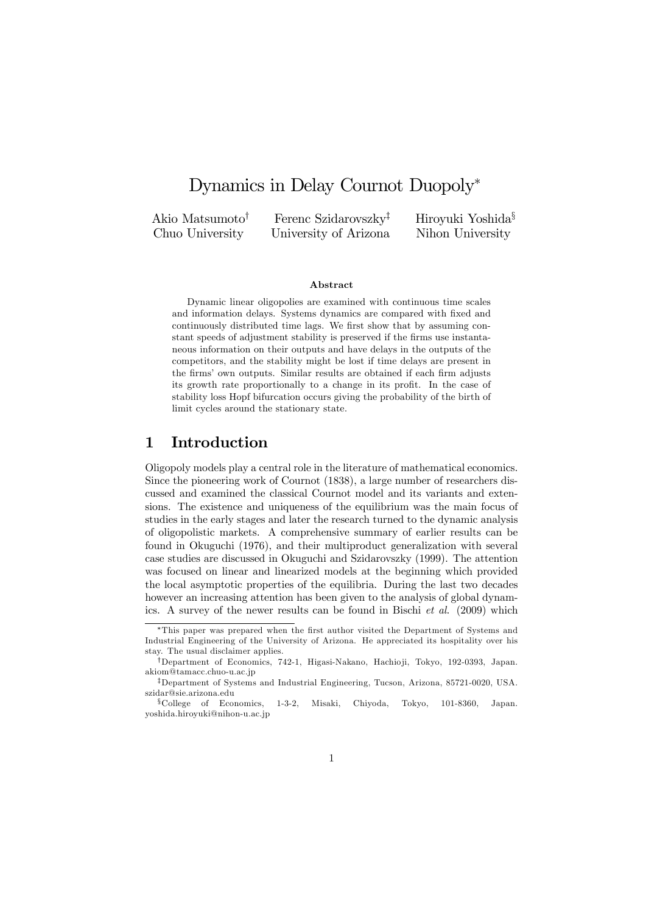# Dynamics in Delay Cournot Duopoly*

Akio Matsumoto[†] Chuo University

Ferenc Szidarovszky[‡] University of Arizona

Hiroyuki Yoshida[§] Nihon University

### Abstract

Dynamic linear oligopolies are examined with continuous time scales and information delays. Systems dynamics are compared with fixed and continuously distributed time lags. We first show that by assuming constant speeds of adjustment stability is preserved if the firms use instantaneous information on their outputs and have delays in the outputs of the competitors, and the stability might be lost if time delays are present in the firms' own outputs. Similar results are obtained if each firm adjusts its growth rate proportionally to a change in its profit. In the case of stability loss Hopf bifurcation occurs giving the probability of the birth of limit cycles around the stationary state.

## 1 Introduction

Oligopoly models play a central role in the literature of mathematical economics. Since the pioneering work of Cournot (1838), a large number of researchers discussed and examined the classical Cournot model and its variants and extensions. The existence and uniqueness of the equilibrium was the main focus of studies in the early stages and later the research turned to the dynamic analysis of oligopolistic markets. A comprehensive summary of earlier results can be found in Okuguchi (1976), and their multiproduct generalization with several case studies are discussed in Okuguchi and Szidarovszky (1999). The attention was focused on linear and linearized models at the beginning which provided the local asymptotic properties of the equilibria. During the last two decades however an increasing attention has been given to the analysis of global dynamics. A survey of the newer results can be found in Bischi *et al.* (2009) which

---

*This paper was prepared when the first author visited the Department of Systems and Industrial Engineering of the University of Arizona. He appreciated its hospitality over his stay. The usual disclaimer applies.

[†]Department of Economics, 742-1, Higasi-Nakano, Hachioji, Tokyo, 192-0393, Japan. akiom@tamacc.chuo-u.ac.jp

[‡]Department of Systems and Industrial Engineering, Tucson, Arizona, 85721-0020, USA. szidar@sie.arizona.edu

[§]College of Economics, 1-3-2, Misaki, Chiyoda, Tokyo, 101-8360, Japan. yoshida.hiroyuki@nihon-u.ac.jp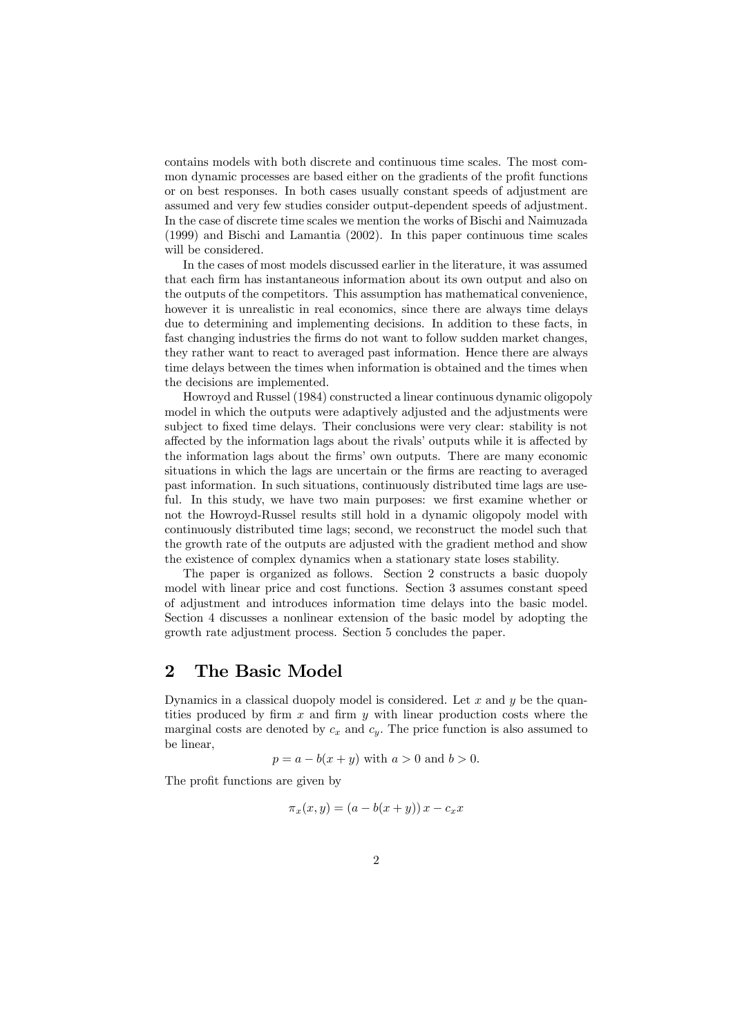contains models with both discrete and continuous time scales. The most common dynamic processes are based either on the gradients of the profit functions or on best responses. In both cases usually constant speeds of adjustment are assumed and very few studies consider output-dependent speeds of adjustment. In the case of discrete time scales we mention the works of Bischi and Naimuzada (1999) and Bischi and Lamantia (2002). In this paper continuous time scales will be considered.

In the cases of most models discussed earlier in the literature, it was assumed that each firm has instantaneous information about its own output and also on the outputs of the competitors. This assumption has mathematical convenience, however it is unrealistic in real economics, since there are always time delays due to determining and implementing decisions. In addition to these facts, in fast changing industries the firms do not want to follow sudden market changes, they rather want to react to averaged past information. Hence there are always time delays between the times when information is obtained and the times when the decisions are implemented.

Howroyd and Russel (1984) constructed a linear continuous dynamic oligopoly model in which the outputs were adaptively adjusted and the adjustments were subject to fixed time delays. Their conclusions were very clear: stability is not affected by the information lags about the rivals' outputs while it is affected by the information lags about the firms' own outputs. There are many economic situations in which the lags are uncertain or the firms are reacting to averaged past information. In such situations, continuously distributed time lags are useful. In this study, we have two main purposes: we first examine whether or not the Howroyd-Russel results still hold in a dynamic oligopoly model with continuously distributed time lags; second, we reconstruct the model such that the growth rate of the outputs are adjusted with the gradient method and show the existence of complex dynamics when a stationary state loses stability.

The paper is organized as follows. Section 2 constructs a basic duopoly model with linear price and cost functions. Section 3 assumes constant speed of adjustment and introduces information time delays into the basic model. Section 4 discusses a nonlinear extension of the basic model by adopting the growth rate adjustment process. Section 5 concludes the paper.

## 2 The Basic Model

Dynamics in a classical duopoly model is considered. Let $x$ and $y$ be the quantities produced by firm $x$ and firm $y$ with linear production costs where the marginal costs are denoted by $c_x$ and $c_y$. The price function is also assumed to be linear,

$$p = a - b(x + y) \text{ with } a > 0 \text{ and } b > 0.$$

The profit functions are given by

$$\pi_x(x, y) = (a - b(x + y))\, x - c_x x$$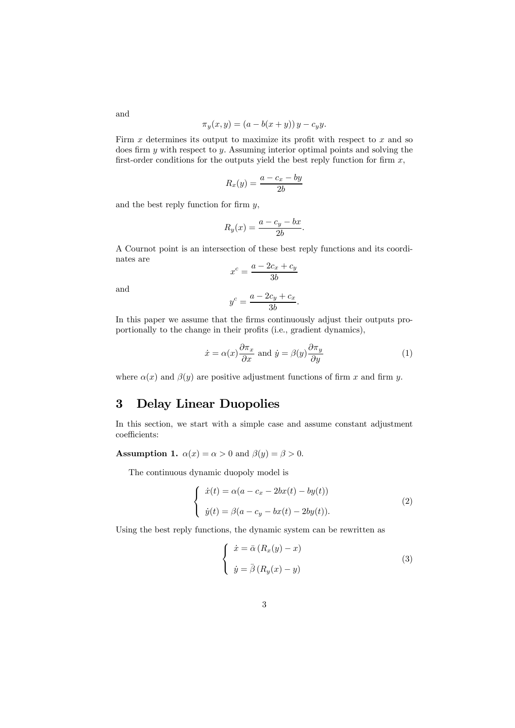and

$$\pi_y(x,y) = (a - b(x+y))\,y - c_y y.$$

Firm $x$ determines its output to maximize its profit with respect to $x$ and so does firm $y$ with respect to $y$. Assuming interior optimal points and solving the first-order conditions for the outputs yield the best reply function for firm $x$,

$$R_x(y) = \frac{a - c_x - by}{2b}$$

and the best reply function for firm $y$,

$$R_y(x) = \frac{a - c_y - bx}{2b}.$$

A Cournot point is an intersection of these best reply functions and its coordinates are

$$x^c = \frac{a - 2c_x + c_y}{3b}$$

and

$$y^c = \frac{a - 2c_y + c_x}{3b}.$$

In this paper we assume that the firms continuously adjust their outputs proportionally to the change in their profits (i.e., gradient dynamics),

$$\dot{x} = \alpha(x)\frac{\partial \pi_x}{\partial x} \text{ and } \dot{y} = \beta(y)\frac{\partial \pi_y}{\partial y} \tag{1}$$

where $\alpha(x)$ and $\beta(y)$ are positive adjustment functions of firm $x$ and firm $y$.

# 3 Delay Linear Duopolies

In this section, we start with a simple case and assume constant adjustment coefficients:

**Assumption 1.** $\alpha(x) = \alpha > 0$ and $\beta(y) = \beta > 0$.

The continuous dynamic duopoly model is

$$\left\{ \begin{array}{l} \dot{x}(t) = \alpha(a - c_x - 2bx(t) - by(t)) \\ \\ \dot{y}(t) = \beta(a - c_y - bx(t) - 2by(t)). \end{array} \right. \tag{2}$$

Using the best reply functions, the dynamic system can be rewritten as

$$\left\{ \begin{array}{l} \dot{x} = \bar{\alpha}\left(R_x(y) - x\right) \\ \\ \dot{y} = \bar{\beta}\left(R_y(x) - y\right) \end{array} \right. \tag{3}$$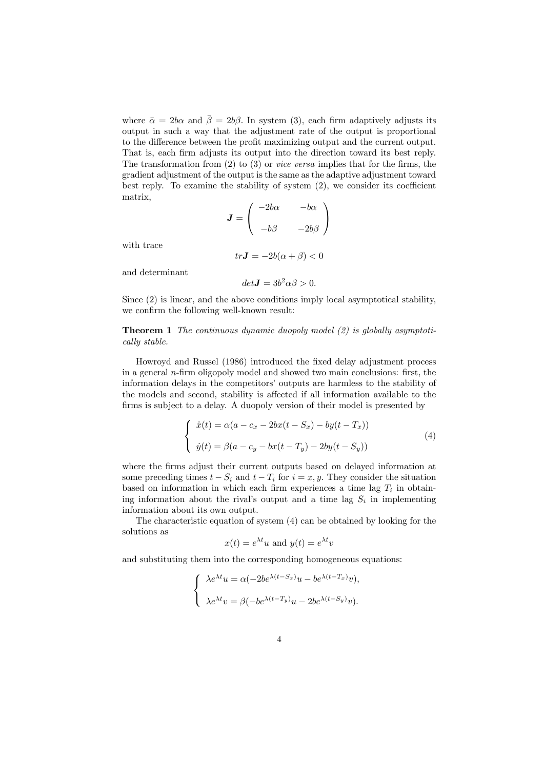where $\bar{\alpha} = 2b\alpha$ and $\bar{\beta} = 2b\beta$. In system (3), each firm adaptively adjusts its output in such a way that the adjustment rate of the output is proportional to the difference between the profit maximizing output and the current output. That is, each firm adjusts its output into the direction toward its best reply. The transformation from (2) to (3) or *vice versa* implies that for the firms, the gradient adjustment of the output is the same as the adaptive adjustment toward best reply. To examine the stability of system (2), we consider its coefficient matrix,

$$\boldsymbol{J} = \begin{pmatrix} -2b\alpha & -b\alpha \\ \\ -b\beta & -2b\beta \end{pmatrix}$$

with trace

$$tr\boldsymbol{J} = -2b(\alpha + \beta) < 0$$

and determinant

$$det\boldsymbol{J} = 3b^2\alpha\beta > 0.$$

Since (2) is linear, and the above conditions imply local asymptotical stability, we confirm the following well-known result:

**Theorem 1** *The continuous dynamic duopoly model (2) is globally asymptotically stable.*

Howroyd and Russel (1986) introduced the fixed delay adjustment process in a general $n$-firm oligopoly model and showed two main conclusions: first, the information delays in the competitors' outputs are harmless to the stability of the models and second, stability is affected if all information available to the firms is subject to a delay. A duopoly version of their model is presented by

$$\begin{cases} \dot{x}(t) = \alpha(a - c_x - 2bx(t - S_x) - by(t - T_x)) \\ \\ \dot{y}(t) = \beta(a - c_y - bx(t - T_y) - 2by(t - S_y)) \end{cases} \tag{4}$$

where the firms adjust their current outputs based on delayed information at some preceding times $t - S_i$ and $t - T_i$ for $i = x, y$. They consider the situation based on information in which each firm experiences a time lag $T_i$ in obtaining information about the rival's output and a time lag $S_i$ in implementing information about its own output.

The characteristic equation of system (4) can be obtained by looking for the solutions as

$$x(t) = e^{\lambda t}u \text{ and } y(t) = e^{\lambda t}v$$

and substituting them into the corresponding homogeneous equations:

$$\begin{cases} \lambda e^{\lambda t}u = \alpha(-2be^{\lambda(t-S_x)}u - be^{\lambda(t-T_x)}v), \\ \\ \lambda e^{\lambda t}v = \beta(-be^{\lambda(t-T_y)}u - 2be^{\lambda(t-S_y)}v). \end{cases}$$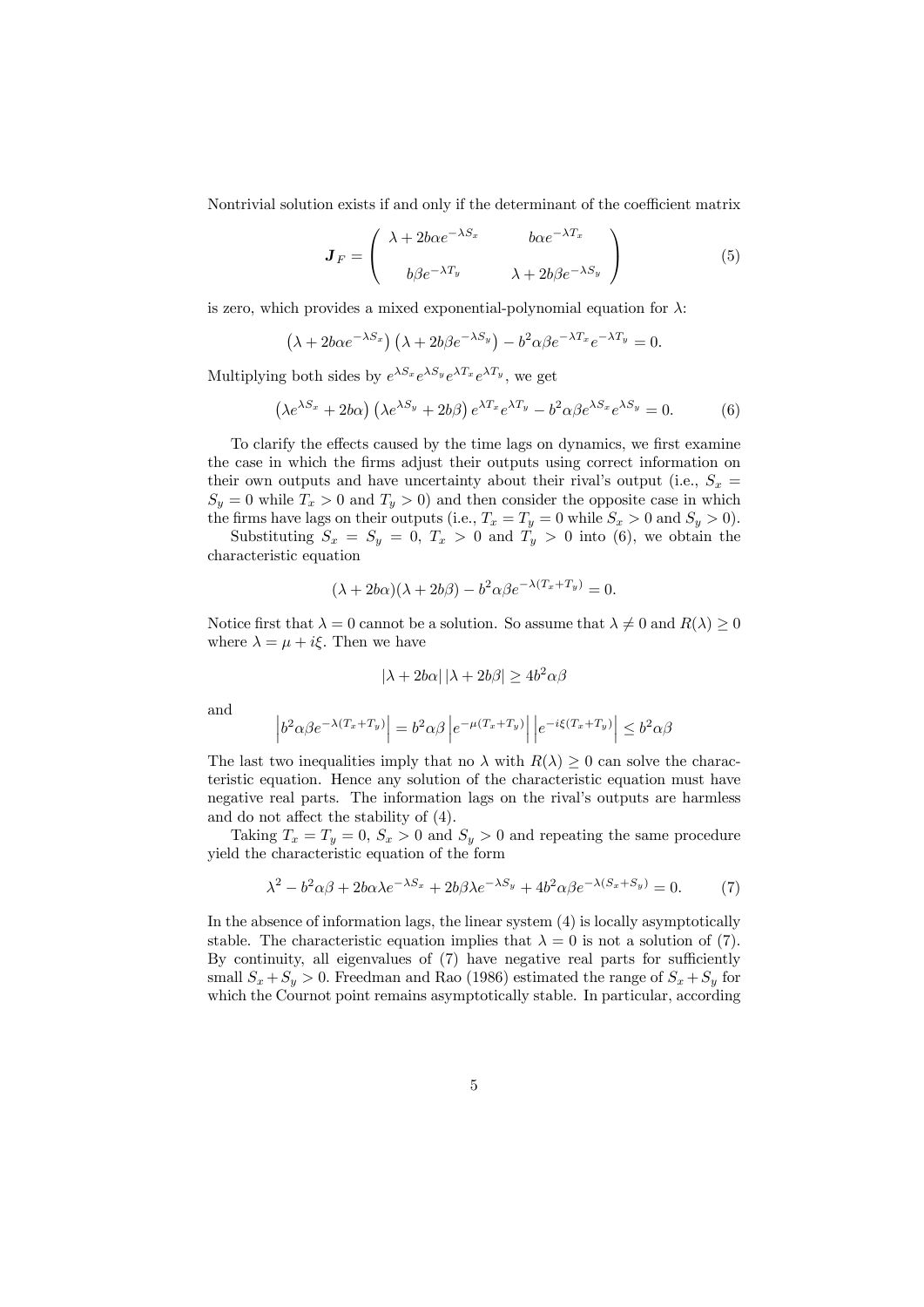Nontrivial solution exists if and only if the determinant of the coefficient matrix

$$\boldsymbol{J}_F = \begin{pmatrix} \lambda + 2b\alpha e^{-\lambda S_x} & b\alpha e^{-\lambda T_x} \\ b\beta e^{-\lambda T_y} & \lambda + 2b\beta e^{-\lambda S_y} \end{pmatrix} \tag{5}$$

is zero, which provides a mixed exponential-polynomial equation for $\lambda$:

$$\left(\lambda + 2b\alpha e^{-\lambda S_x}\right)\left(\lambda + 2b\beta e^{-\lambda S_y}\right) - b^2\alpha\beta e^{-\lambda T_x} e^{-\lambda T_y} = 0.$$

Multiplying both sides by $e^{\lambda S_x} e^{\lambda S_y} e^{\lambda T_x} e^{\lambda T_y}$, we get

$$\left(\lambda e^{\lambda S_x} + 2b\alpha\right)\left(\lambda e^{\lambda S_y} + 2b\beta\right) e^{\lambda T_x} e^{\lambda T_y} - b^2\alpha\beta e^{\lambda S_x} e^{\lambda S_y} = 0. \tag{6}$$

To clarify the effects caused by the time lags on dynamics, we first examine the case in which the firms adjust their outputs using correct information on their own outputs and have uncertainty about their rival's output (i.e., $S_x = S_y = 0$ while $T_x > 0$ and $T_y > 0$) and then consider the opposite case in which the firms have lags on their outputs (i.e., $T_x = T_y = 0$ while $S_x > 0$ and $S_y > 0$).

Substituting $S_x = S_y = 0$, $T_x > 0$ and $T_y > 0$ into (6), we obtain the characteristic equation

$$(\lambda + 2b\alpha)(\lambda + 2b\beta) - b^2\alpha\beta e^{-\lambda(T_x + T_y)} = 0.$$

Notice first that $\lambda = 0$ cannot be a solution. So assume that $\lambda \neq 0$ and $R(\lambda) \geq 0$ where $\lambda = \mu + i\xi$. Then we have

$$|\lambda + 2b\alpha| \, |\lambda + 2b\beta| \geq 4b^2\alpha\beta$$

and

$$\left| b^2\alpha\beta e^{-\lambda(T_x+T_y)} \right| = b^2\alpha\beta \left| e^{-\mu(T_x+T_y)} \right| \left| e^{-i\xi(T_x+T_y)} \right| \leq b^2\alpha\beta$$

The last two inequalities imply that no $\lambda$ with $R(\lambda) \geq 0$ can solve the characteristic equation. Hence any solution of the characteristic equation must have negative real parts. The information lags on the rival's outputs are harmless and do not affect the stability of (4).

Taking $T_x = T_y = 0$, $S_x > 0$ and $S_y > 0$ and repeating the same procedure yield the characteristic equation of the form

$$\lambda^2 - b^2\alpha\beta + 2b\alpha\lambda e^{-\lambda S_x} + 2b\beta\lambda e^{-\lambda S_y} + 4b^2\alpha\beta e^{-\lambda(S_x+S_y)} = 0. \tag{7}$$

In the absence of information lags, the linear system (4) is locally asymptotically stable. The characteristic equation implies that $\lambda = 0$ is not a solution of (7). By continuity, all eigenvalues of (7) have negative real parts for sufficiently small $S_x + S_y > 0$. Freedman and Rao (1986) estimated the range of $S_x + S_y$ for which the Cournot point remains asymptotically stable. In particular, according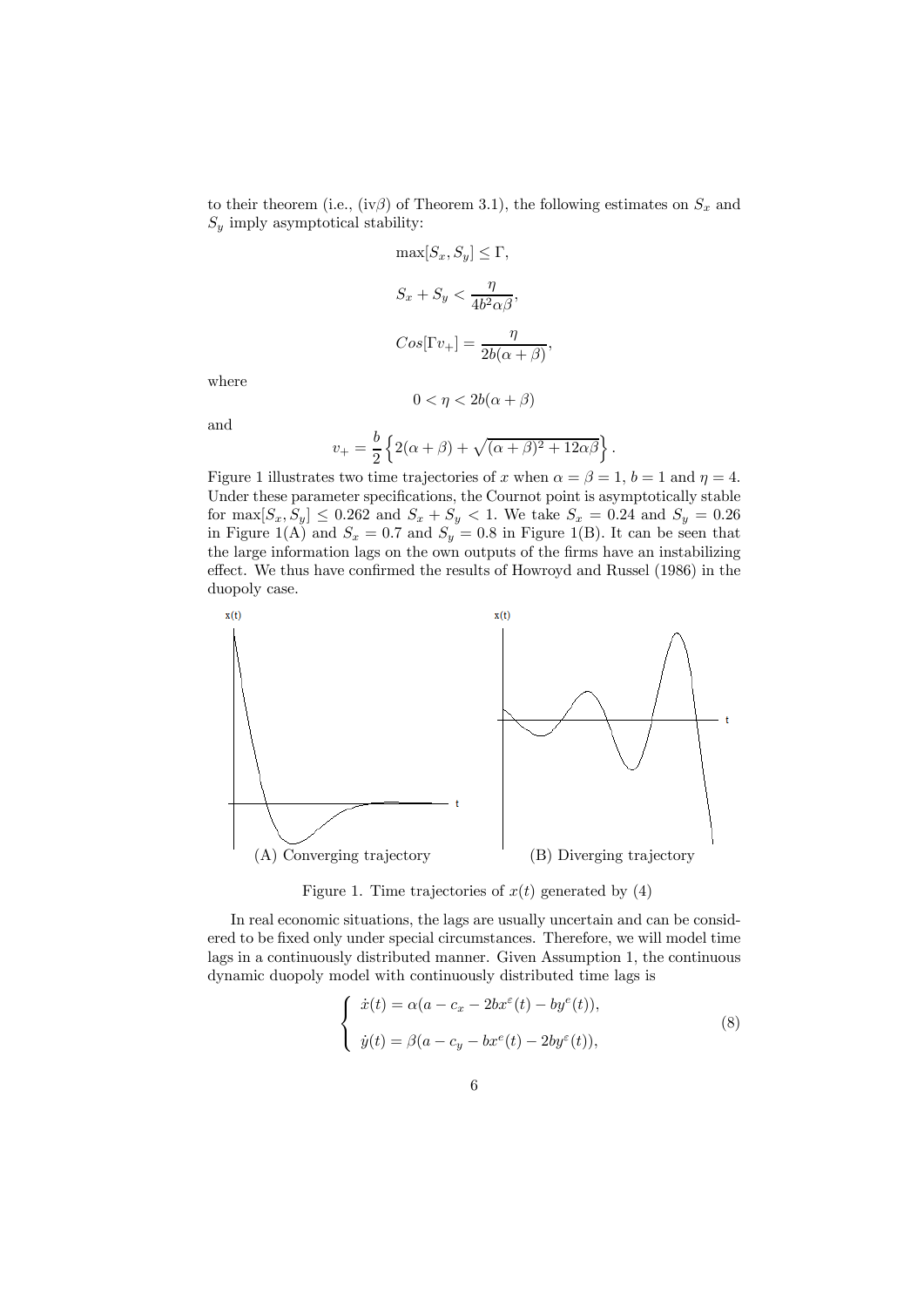to their theorem (i.e., (iv$\beta$) of Theorem 3.1), the following estimates on $S_x$ and $S_y$ imply asymptotical stability:

$$\max[S_x, S_y] \leq \Gamma,$$

$$S_x + S_y < \frac{\eta}{4b^2\alpha\beta},$$

$$Cos[\Gamma v_+] = \frac{\eta}{2b(\alpha+\beta)},$$

where

$$0 < \eta < 2b(\alpha + \beta)$$

and

$$v_+ = \frac{b}{2}\left\{2(\alpha+\beta) + \sqrt{(\alpha+\beta)^2 + 12\alpha\beta}\right\}.$$

Figure 1 illustrates two time trajectories of $x$ when $\alpha = \beta = 1$, $b = 1$ and $\eta = 4$. Under these parameter specifications, the Cournot point is asymptotically stable for $\max[S_x, S_y] \leq 0.262$ and $S_x + S_y < 1$. We take $S_x = 0.24$ and $S_y = 0.26$ in Figure 1(A) and $S_x = 0.7$ and $S_y = 0.8$ in Figure 1(B). It can be seen that the large information lags on the own outputs of the firms have an instabilizing effect. We thus have confirmed the results of Howroyd and Russel (1986) in the duopoly case.

(A) Converging trajectory

(B) Diverging trajectory

Figure 1. Time trajectories of $x(t)$ generated by (4)

In real economic situations, the lags are usually uncertain and can be considered to be fixed only under special circumstances. Therefore, we will model time lags in a continuously distributed manner. Given Assumption 1, the continuous dynamic duopoly model with continuously distributed time lags is

$$\begin{cases} \dot{x}(t) = \alpha(a - c_x - 2bx^{\varepsilon}(t) - by^{e}(t)), \\ \dot{y}(t) = \beta(a - c_y - bx^{e}(t) - 2by^{\varepsilon}(t)), \end{cases} \tag{8}$$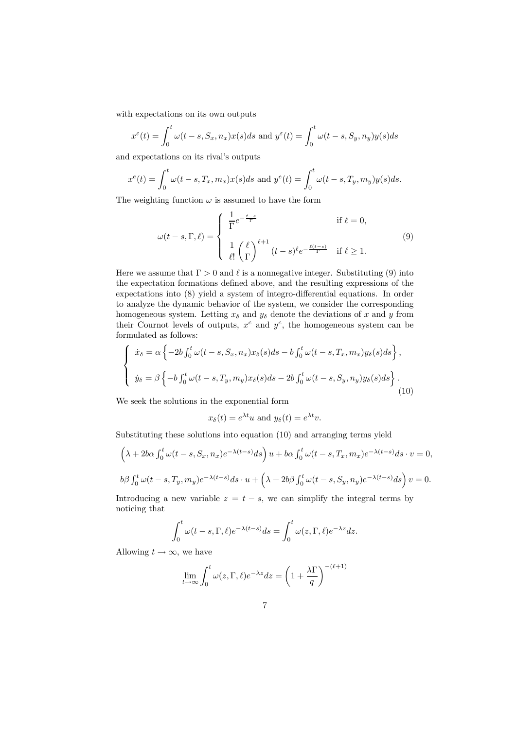with expectations on its own outputs

$$x^{\varepsilon}(t) = \int_0^t \omega(t-s, S_x, n_x)x(s)ds \text{ and } y^{\varepsilon}(t) = \int_0^t \omega(t-s, S_y, n_y)y(s)ds$$

and expectations on its rival's outputs

$$x^{e}(t) = \int_0^t \omega(t-s, T_x, m_x)x(s)ds \text{ and } y^{e}(t) = \int_0^t \omega(t-s, T_y, m_y)y(s)ds.$$

The weighting function $\omega$ is assumed to have the form

$$\omega(t-s, \Gamma, \ell) = \begin{cases} \dfrac{1}{\Gamma} e^{-\frac{t-s}{\Gamma}} & \text{if } \ell = 0, \\[2ex] \dfrac{1}{\ell!}\left(\dfrac{\ell}{\Gamma}\right)^{\ell+1}(t-s)^{\ell} e^{-\frac{\ell(t-s)}{\Gamma}} & \text{if } \ell \geq 1. \end{cases} \tag{9}$$

Here we assume that $\Gamma > 0$ and $\ell$ is a nonnegative integer. Substituting (9) into the expectation formations defined above, and the resulting expressions of the expectations into (8) yield a system of integro-differential equations. In order to analyze the dynamic behavior of the system, we consider the corresponding homogeneous system. Letting $x_{\delta}$ and $y_{\delta}$ denote the deviations of $x$ and $y$ from their Cournot levels of outputs, $x^c$ and $y^c$, the homogeneous system can be formulated as follows:

$$\begin{cases} \dot{x}_{\delta} = \alpha \left\{ -2b \int_0^t \omega(t-s, S_x, n_x)x_{\delta}(s)ds - b \int_0^t \omega(t-s, T_x, m_x)y_{\delta}(s)ds \right\}, \\[2ex] \dot{y}_{\delta} = \beta \left\{ -b \int_0^t \omega(t-s, T_y, m_y)x_{\delta}(s)ds - 2b \int_0^t \omega(t-s, S_y, n_y)y_{\delta}(s)ds \right\}. \end{cases} \tag{10}$$

We seek the solutions in the exponential form

$$x_{\delta}(t) = e^{\lambda t}u \text{ and } y_{\delta}(t) = e^{\lambda t}v.$$

Substituting these solutions into equation (10) and arranging terms yield

$$\left(\lambda + 2b\alpha \int_0^t \omega(t-s, S_x, n_x)e^{-\lambda(t-s)}ds\right)u + b\alpha \int_0^t \omega(t-s, T_x, m_x)e^{-\lambda(t-s)}ds \cdot v = 0,$$

$$b\beta \int_0^t \omega(t-s, T_y, m_y)e^{-\lambda(t-s)}ds \cdot u + \left(\lambda + 2b\beta \int_0^t \omega(t-s, S_y, n_y)e^{-\lambda(t-s)}ds\right)v = 0.$$

Introducing a new variable $z = t - s$, we can simplify the integral terms by noticing that

$$\int_0^t \omega(t-s, \Gamma, \ell)e^{-\lambda(t-s)}ds = \int_0^t \omega(z, \Gamma, \ell)e^{-\lambda z}dz.$$

Allowing $t \to \infty$, we have

$$\lim_{t\to\infty} \int_0^t \omega(z, \Gamma, \ell)e^{-\lambda z}dz = \left(1 + \frac{\lambda\Gamma}{q}\right)^{-(\ell+1)}$$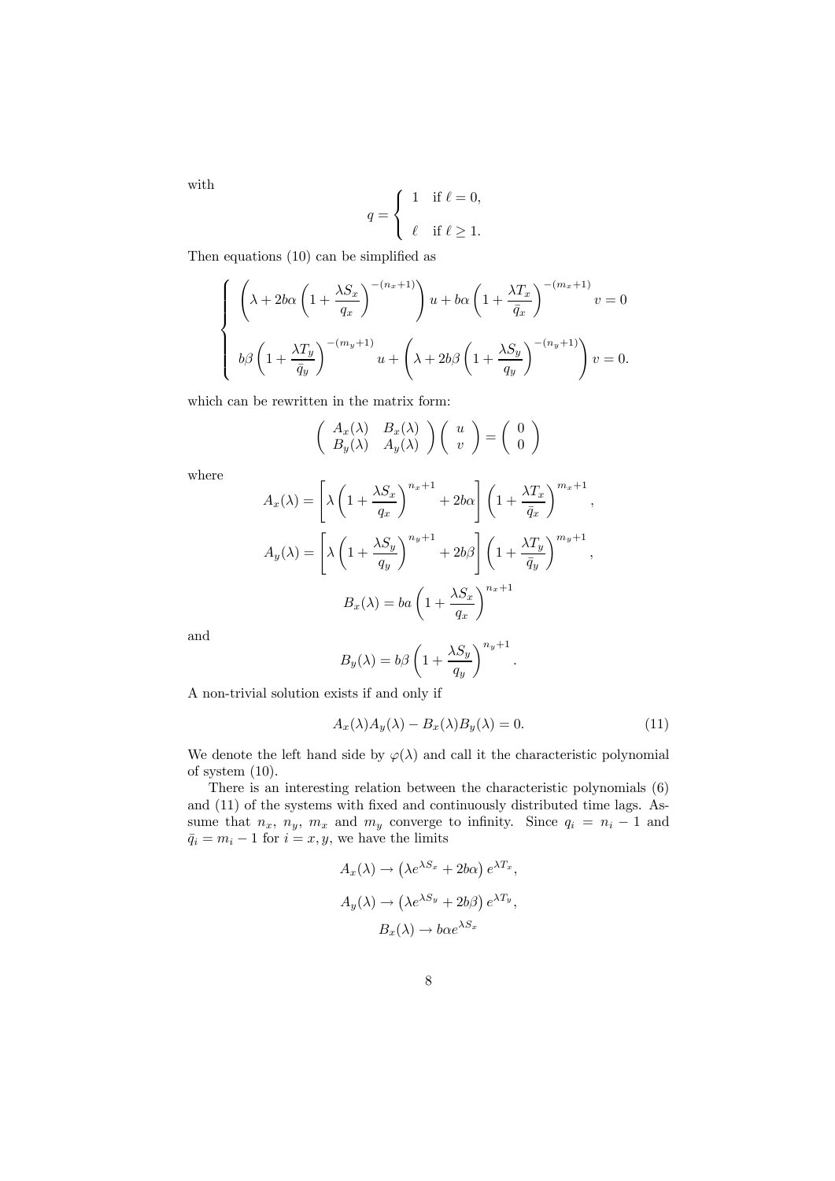with

$$q = \begin{cases} 1 & \text{if } \ell = 0, \\ \ell & \text{if } \ell \geq 1. \end{cases}$$

Then equations (10) can be simplified as

$$\begin{cases} \left(\lambda + 2b\alpha\left(1 + \dfrac{\lambda S_x}{q_x}\right)^{-(n_x+1)}\right)u + b\alpha\left(1 + \dfrac{\lambda T_x}{\bar{q}_x}\right)^{-(m_x+1)} v = 0 \\ b\beta\left(1 + \dfrac{\lambda T_y}{\bar{q}_y}\right)^{-(m_y+1)} u + \left(\lambda + 2b\beta\left(1 + \dfrac{\lambda S_y}{q_y}\right)^{-(n_y+1)}\right)v = 0. \end{cases}$$

which can be rewritten in the matrix form:

$$\begin{pmatrix} A_x(\lambda) & B_x(\lambda) \\ B_y(\lambda) & A_y(\lambda) \end{pmatrix} \begin{pmatrix} u \\ v \end{pmatrix} = \begin{pmatrix} 0 \\ 0 \end{pmatrix}$$

where

$$A_x(\lambda) = \left[\lambda\left(1 + \frac{\lambda S_x}{q_x}\right)^{n_x+1} + 2b\alpha\right]\left(1 + \frac{\lambda T_x}{\bar{q}_x}\right)^{m_x+1},$$

$$A_y(\lambda) = \left[\lambda\left(1 + \frac{\lambda S_y}{q_y}\right)^{n_y+1} + 2b\beta\right]\left(1 + \frac{\lambda T_y}{\bar{q}_y}\right)^{m_y+1},$$

$$B_x(\lambda) = ba\left(1 + \frac{\lambda S_x}{q_x}\right)^{n_x+1}$$

and

$$B_y(\lambda) = b\beta\left(1 + \frac{\lambda S_y}{q_y}\right)^{n_y+1}.$$

A non-trivial solution exists if and only if

$$A_x(\lambda)A_y(\lambda) - B_x(\lambda)B_y(\lambda) = 0. \tag{11}$$

We denote the left hand side by $\varphi(\lambda)$ and call it the characteristic polynomial of system (10).

There is an interesting relation between the characteristic polynomials (6) and (11) of the systems with fixed and continuously distributed time lags. Assume that $n_x$, $n_y$, $m_x$ and $m_y$ converge to infinity. Since $q_i = n_i - 1$ and $\bar{q}_i = m_i - 1$ for $i = x, y$, we have the limits

$$A_x(\lambda) \to \left(\lambda e^{\lambda S_x} + 2b\alpha\right)e^{\lambda T_x},$$

$$A_y(\lambda) \to \left(\lambda e^{\lambda S_y} + 2b\beta\right)e^{\lambda T_y},$$

$$B_x(\lambda) \to b\alpha e^{\lambda S_x}$$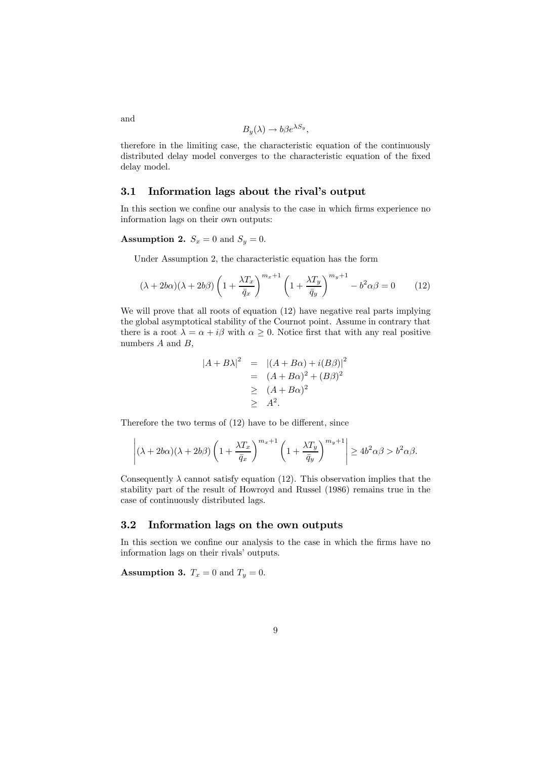and

$$B_y(\lambda) \to b\beta e^{\lambda S_y},$$

therefore in the limiting case, the characteristic equation of the continuously distributed delay model converges to the characteristic equation of the fixed delay model.

## 3.1 Information lags about the rival's output

In this section we confine our analysis to the case in which firms experience no information lags on their own outputs:

**Assumption 2.** $S_x = 0$ and $S_y = 0$.

Under Assumption 2, the characteristic equation has the form

$$(\lambda + 2b\alpha)(\lambda + 2b\beta)\left(1 + \frac{\lambda T_x}{\bar{q}_x}\right)^{m_x+1}\left(1 + \frac{\lambda T_y}{\bar{q}_y}\right)^{m_y+1} - b^2\alpha\beta = 0 \qquad (12)$$

We will prove that all roots of equation (12) have negative real parts implying the global asymptotical stability of the Cournot point. Assume in contrary that there is a root $\lambda = \alpha + i\beta$ with $\alpha \geq 0$. Notice first that with any real positive numbers $A$ and $B$,

$$\begin{aligned} |A + B\lambda|^2 &= |(A + B\alpha) + i(B\beta)|^2 \\ &= (A + B\alpha)^2 + (B\beta)^2 \\ &\geq (A + B\alpha)^2 \\ &\geq A^2. \end{aligned}$$

Therefore the two terms of (12) have to be different, since

$$\left|(\lambda + 2b\alpha)(\lambda + 2b\beta)\left(1 + \frac{\lambda T_x}{\bar{q}_x}\right)^{m_x+1}\left(1 + \frac{\lambda T_y}{\bar{q}_y}\right)^{m_y+1}\right| \geq 4b^2\alpha\beta > b^2\alpha\beta.$$

Consequently $\lambda$ cannot satisfy equation (12). This observation implies that the stability part of the result of Howroyd and Russel (1986) remains true in the case of continuously distributed lags.

## 3.2 Information lags on the own outputs

In this section we confine our analysis to the case in which the firms have no information lags on their rivals' outputs.

**Assumption 3.** $T_x = 0$ and $T_y = 0$.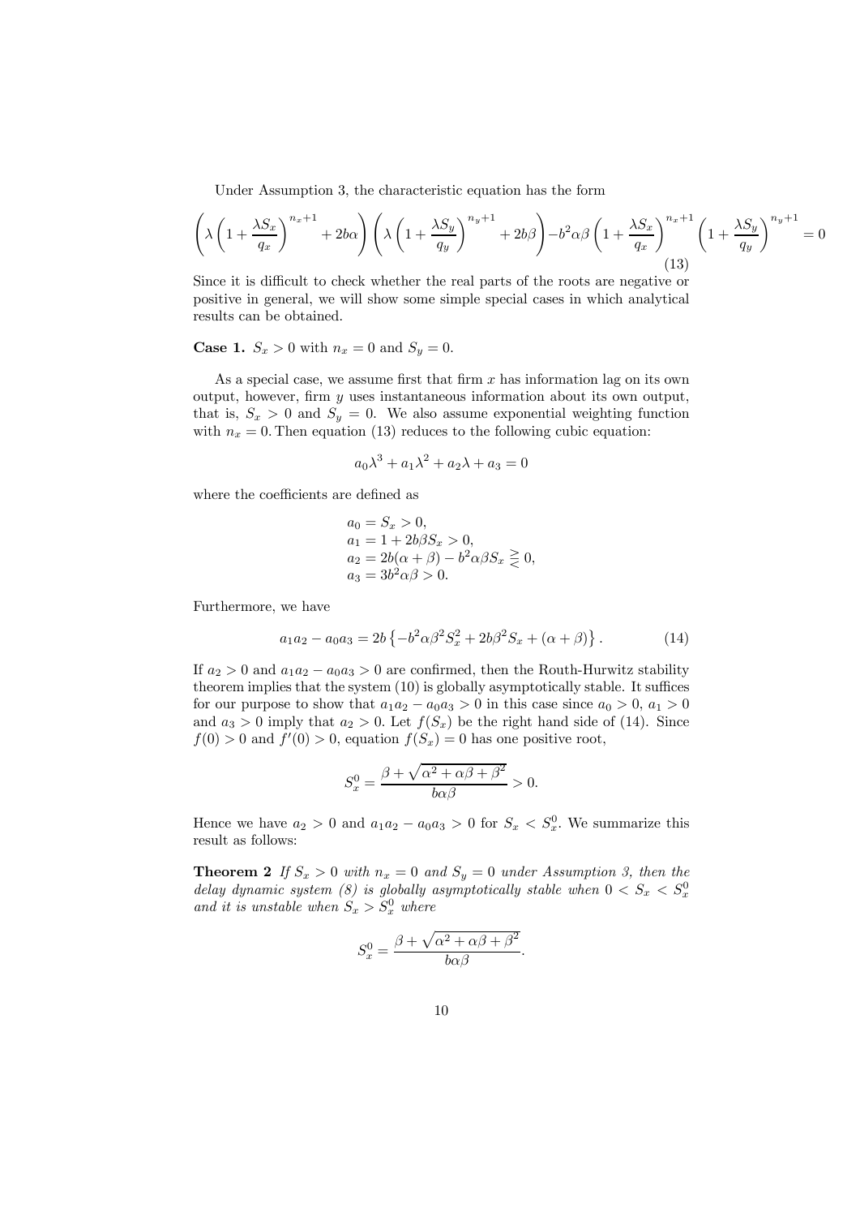Under Assumption 3, the characteristic equation has the form

$$\left(\lambda\left(1+\frac{\lambda S_x}{q_x}\right)^{n_x+1}+2b\alpha\right)\left(\lambda\left(1+\frac{\lambda S_y}{q_y}\right)^{n_y+1}+2b\beta\right)-b^2\alpha\beta\left(1+\frac{\lambda S_x}{q_x}\right)^{n_x+1}\left(1+\frac{\lambda S_y}{q_y}\right)^{n_y+1}=0 \tag{13}$$

Since it is difficult to check whether the real parts of the roots are negative or positive in general, we will show some simple special cases in which analytical results can be obtained.

**Case 1.** $S_x > 0$ with $n_x = 0$ and $S_y = 0$.

As a special case, we assume first that firm $x$ has information lag on its own output, however, firm $y$ uses instantaneous information about its own output, that is, $S_x > 0$ and $S_y = 0$. We also assume exponential weighting function with $n_x = 0$. Then equation (13) reduces to the following cubic equation:

$$a_0\lambda^3 + a_1\lambda^2 + a_2\lambda + a_3 = 0$$

where the coefficients are defined as

$$\begin{aligned}
&a_0 = S_x > 0,\\
&a_1 = 1 + 2b\beta S_x > 0,\\
&a_2 = 2b(\alpha+\beta) - b^2\alpha\beta S_x \gtreqless 0,\\
&a_3 = 3b^2\alpha\beta > 0.
\end{aligned}$$

Furthermore, we have

$$a_1a_2 - a_0a_3 = 2b\left\{-b^2\alpha\beta^2 S_x^2 + 2b\beta^2 S_x + (\alpha+\beta)\right\}. \tag{14}$$

If $a_2 > 0$ and $a_1a_2 - a_0a_3 > 0$ are confirmed, then the Routh-Hurwitz stability theorem implies that the system (10) is globally asymptotically stable. It suffices for our purpose to show that $a_1a_2 - a_0a_3 > 0$ in this case since $a_0 > 0$, $a_1 > 0$ and $a_3 > 0$ imply that $a_2 > 0$. Let $f(S_x)$ be the right hand side of (14). Since $f(0) > 0$ and $f'(0) > 0$, equation $f(S_x) = 0$ has one positive root,

$$S_x^0 = \frac{\beta + \sqrt{\alpha^2 + \alpha\beta + \beta^2}}{b\alpha\beta} > 0.$$

Hence we have $a_2 > 0$ and $a_1a_2 - a_0a_3 > 0$ for $S_x < S_x^0$. We summarize this result as follows:

**Theorem 2** *If $S_x > 0$ with $n_x = 0$ and $S_y = 0$ under Assumption 3, then the delay dynamic system (8) is globally asymptotically stable when $0 < S_x < S_x^0$ and it is unstable when $S_x > S_x^0$ where*

$$S_x^0 = \frac{\beta + \sqrt{\alpha^2 + \alpha\beta + \beta^2}}{b\alpha\beta}.$$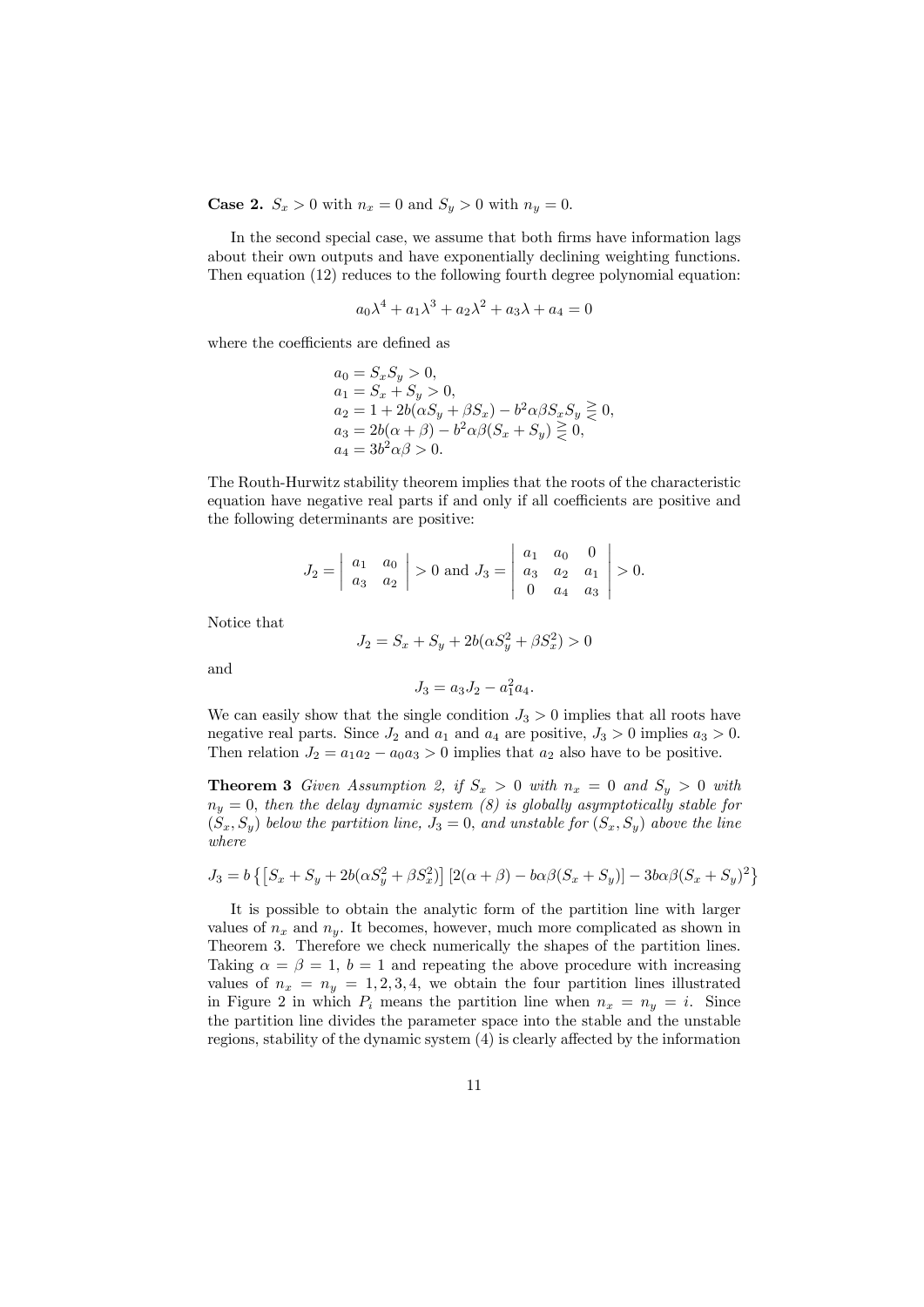**Case 2.** $S_x > 0$ with $n_x = 0$ and $S_y > 0$ with $n_y = 0$.

In the second special case, we assume that both firms have information lags about their own outputs and have exponentially declining weighting functions. Then equation (12) reduces to the following fourth degree polynomial equation:

$$a_0\lambda^4 + a_1\lambda^3 + a_2\lambda^2 + a_3\lambda + a_4 = 0$$

where the coefficients are defined as

$$\begin{aligned}
&a_0 = S_x S_y > 0,\\
&a_1 = S_x + S_y > 0,\\
&a_2 = 1 + 2b(\alpha S_y + \beta S_x) - b^2\alpha\beta S_x S_y \gtreqless 0,\\
&a_3 = 2b(\alpha + \beta) - b^2\alpha\beta(S_x + S_y) \gtreqless 0,\\
&a_4 = 3b^2\alpha\beta > 0.
\end{aligned}$$

The Routh-Hurwitz stability theorem implies that the roots of the characteristic equation have negative real parts if and only if all coefficients are positive and the following determinants are positive:

$$J_2 = \begin{vmatrix} a_1 & a_0 \\ a_3 & a_2 \end{vmatrix} > 0 \text{ and } J_3 = \begin{vmatrix} a_1 & a_0 & 0 \\ a_3 & a_2 & a_1 \\ 0 & a_4 & a_3 \end{vmatrix} > 0.$$

Notice that

$$J_2 = S_x + S_y + 2b(\alpha S_y^2 + \beta S_x^2) > 0$$

and

$$J_3 = a_3 J_2 - a_1^2 a_4.$$

We can easily show that the single condition $J_3 > 0$ implies that all roots have negative real parts. Since $J_2$ and $a_1$ and $a_4$ are positive, $J_3 > 0$ implies $a_3 > 0$. Then relation $J_2 = a_1 a_2 - a_0 a_3 > 0$ implies that $a_2$ also have to be positive.

**Theorem 3** *Given Assumption 2, if $S_x > 0$ with $n_x = 0$ and $S_y > 0$ with $n_y = 0$, then the delay dynamic system (8) is globally asymptotically stable for $(S_x, S_y)$ below the partition line, $J_3 = 0$, and unstable for $(S_x, S_y)$ above the line where*

$$J_3 = b\left\{\left[S_x + S_y + 2b(\alpha S_y^2 + \beta S_x^2)\right]\left[2(\alpha + \beta) - b\alpha\beta(S_x + S_y)\right] - 3b\alpha\beta(S_x + S_y)^2\right\}$$

It is possible to obtain the analytic form of the partition line with larger values of $n_x$ and $n_y$. It becomes, however, much more complicated as shown in Theorem 3. Therefore we check numerically the shapes of the partition lines. Taking $\alpha = \beta = 1$, $b = 1$ and repeating the above procedure with increasing values of $n_x = n_y = 1, 2, 3, 4$, we obtain the four partition lines illustrated in Figure 2 in which $P_i$ means the partition line when $n_x = n_y = i$. Since the partition line divides the parameter space into the stable and the unstable regions, stability of the dynamic system (4) is clearly affected by the information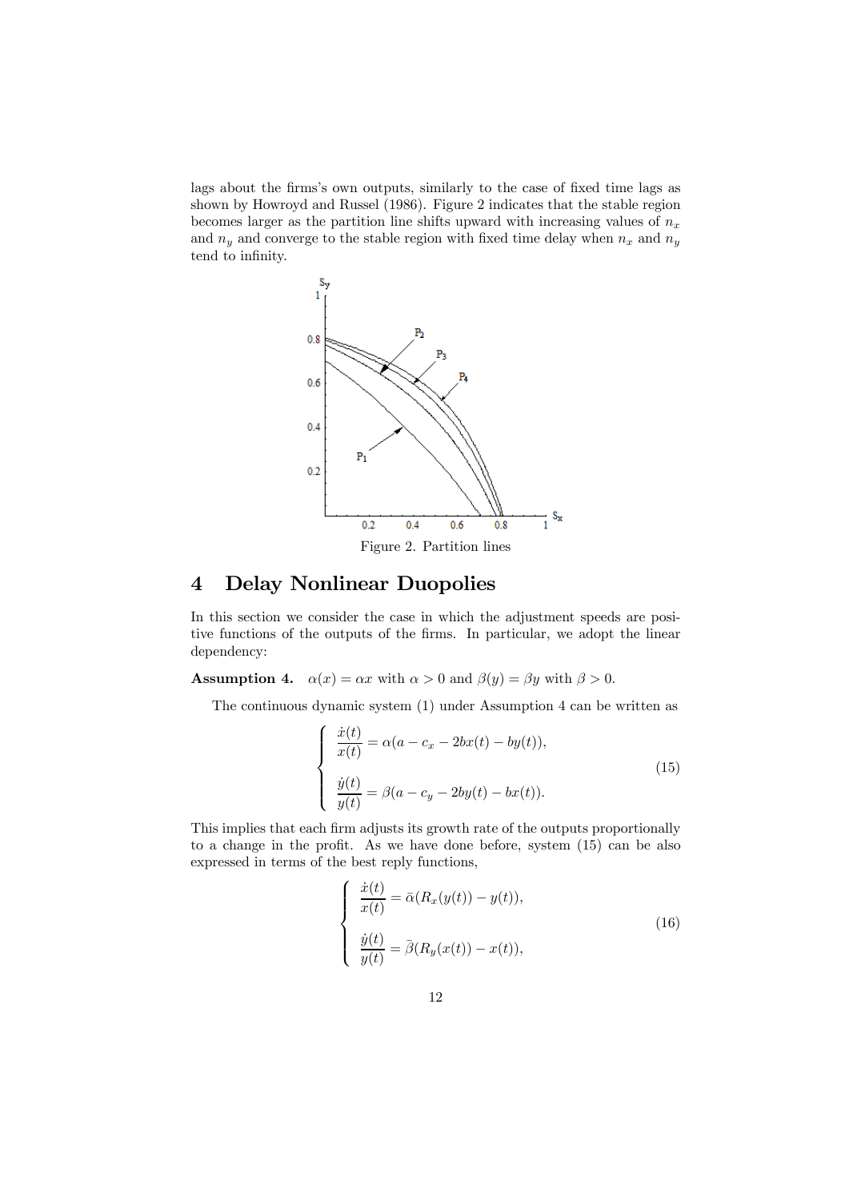lags about the firms's own outputs, similarly to the case of fixed time lags as shown by Howroyd and Russel (1986). Figure 2 indicates that the stable region becomes larger as the partition line shifts upward with increasing values of $n_x$ and $n_y$ and converge to the stable region with fixed time delay when $n_x$ and $n_y$ tend to infinity.

Figure 2. Partition lines

## 4 Delay Nonlinear Duopolies

In this section we consider the case in which the adjustment speeds are positive functions of the outputs of the firms. In particular, we adopt the linear dependency:

**Assumption 4.** $\alpha(x) = \alpha x$ with $\alpha > 0$ and $\beta(y) = \beta y$ with $\beta > 0$.

The continuous dynamic system (1) under Assumption 4 can be written as

$$\left\{ \begin{array}{l} \dfrac{\dot{x}(t)}{x(t)} = \alpha(a - c_x - 2bx(t) - by(t)), \\ \\ \dfrac{\dot{y}(t)}{y(t)} = \beta(a - c_y - 2by(t) - bx(t)). \end{array} \right. \tag{15}$$

This implies that each firm adjusts its growth rate of the outputs proportionally to a change in the profit. As we have done before, system (15) can be also expressed in terms of the best reply functions,

$$\left\{ \begin{array}{l} \dfrac{\dot{x}(t)}{x(t)} = \bar{\alpha}(R_x(y(t)) - y(t)), \\ \\ \dfrac{\dot{y}(t)}{y(t)} = \bar{\beta}(R_y(x(t)) - x(t)), \end{array} \right. \tag{16}$$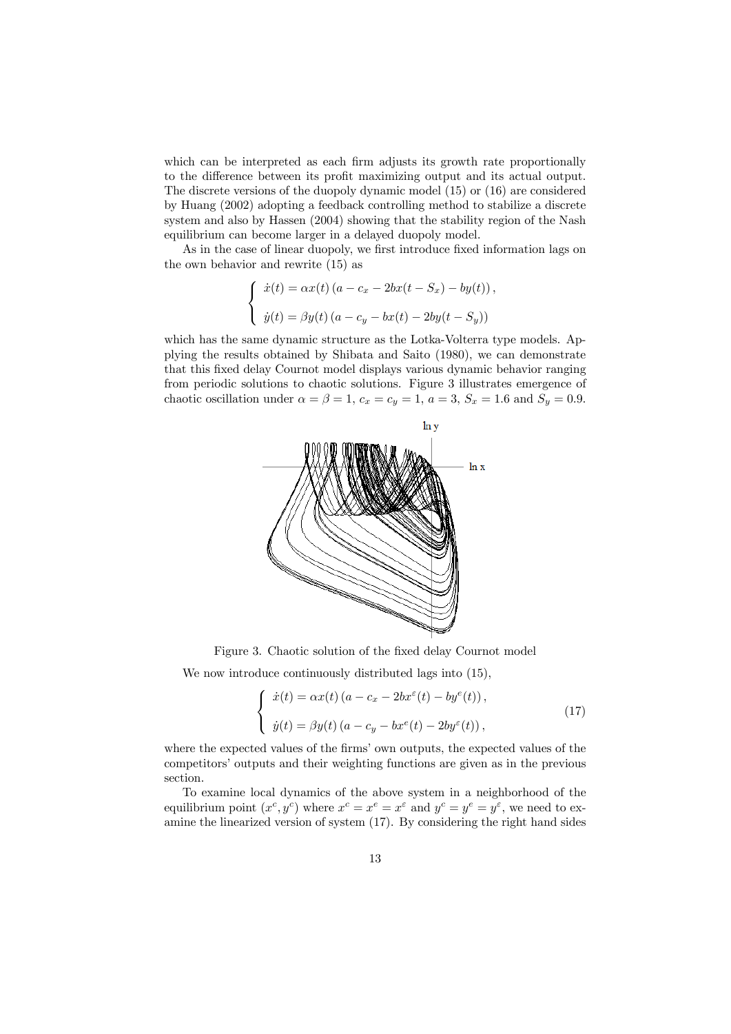which can be interpreted as each firm adjusts its growth rate proportionally to the difference between its profit maximizing output and its actual output. The discrete versions of the duopoly dynamic model (15) or (16) are considered by Huang (2002) adopting a feedback controlling method to stabilize a discrete system and also by Hassen (2004) showing that the stability region of the Nash equilibrium can become larger in a delayed duopoly model.

As in the case of linear duopoly, we first introduce fixed information lags on the own behavior and rewrite (15) as

$$
\begin{cases}
\dot{x}(t) = \alpha x(t)\left(a - c_x - 2bx(t - S_x) - by(t)\right), \\
\\
\dot{y}(t) = \beta y(t)\left(a - c_y - bx(t) - 2by(t - S_y)\right)
\end{cases}
$$

which has the same dynamic structure as the Lotka-Volterra type models. Applying the results obtained by Shibata and Saito (1980), we can demonstrate that this fixed delay Cournot model displays various dynamic behavior ranging from periodic solutions to chaotic solutions. Figure 3 illustrates emergence of chaotic oscillation under $\alpha = \beta = 1$, $c_x = c_y = 1$, $a = 3$, $S_x = 1.6$ and $S_y = 0.9$.

Figure 3. Chaotic solution of the fixed delay Cournot model

We now introduce continuously distributed lags into (15),

$$
\begin{cases}
\dot{x}(t) = \alpha x(t)\left(a - c_x - 2bx^{\varepsilon}(t) - by^{e}(t)\right), \\
\\
\dot{y}(t) = \beta y(t)\left(a - c_y - bx^{e}(t) - 2by^{\varepsilon}(t)\right),
\end{cases}
\tag{17}
$$

where the expected values of the firms' own outputs, the expected values of the competitors' outputs and their weighting functions are given as in the previous section.

To examine local dynamics of the above system in a neighborhood of the equilibrium point $(x^c, y^c)$ where $x^c = x^e = x^{\varepsilon}$ and $y^c = y^e = y^{\varepsilon}$, we need to examine the linearized version of system (17). By considering the right hand sides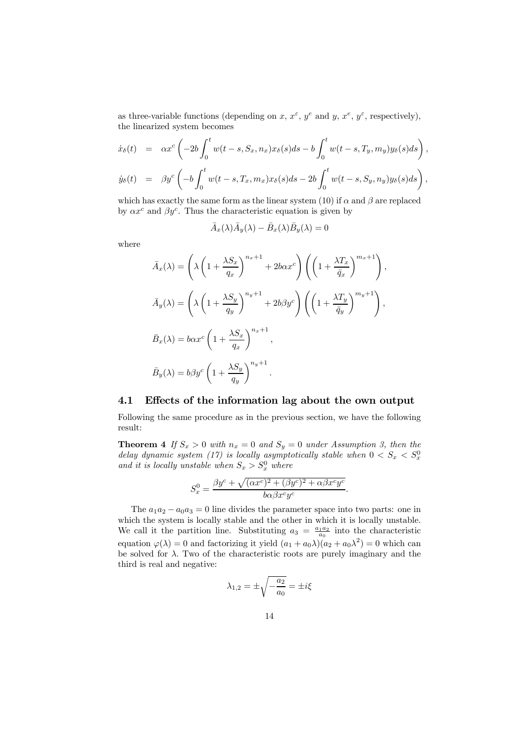as three-variable functions (depending on $x$, $x^{\varepsilon}$, $y^{e}$ and $y$, $x^{e}$, $y^{\varepsilon}$, respectively), the linearized system becomes

$$
\begin{aligned}
\dot{x}_{\delta}(t) &= \alpha x^{c}\left(-2b\int_{0}^{t} w(t-s,S_x,n_x)x_{\delta}(s)ds - b\int_{0}^{t} w(t-s,T_y,m_y)y_{\delta}(s)ds\right), \\
\dot{y}_{\delta}(t) &= \beta y^{c}\left(-b\int_{0}^{t} w(t-s,T_x,m_x)x_{\delta}(s)ds - 2b\int_{0}^{t} w(t-s,S_y,n_y)y_{\delta}(s)ds\right),
\end{aligned}
$$

which has exactly the same form as the linear system (10) if $\alpha$ and $\beta$ are replaced by $\alpha x^{c}$ and $\beta y^{c}$. Thus the characteristic equation is given by

$$
\bar{A}_x(\lambda)\bar{A}_y(\lambda) - \bar{B}_x(\lambda)\bar{B}_y(\lambda) = 0
$$

where

$$
\bar{A}_x(\lambda) = \left(\lambda\left(1+\frac{\lambda S_x}{q_x}\right)^{n_x+1} + 2b\alpha x^{c}\right)\left(\left(1+\frac{\lambda T_x}{\bar{q}_x}\right)^{m_x+1}\right),
$$

$$
\bar{A}_y(\lambda) = \left(\lambda\left(1+\frac{\lambda S_y}{q_y}\right)^{n_y+1} + 2b\beta y^{c}\right)\left(\left(1+\frac{\lambda T_y}{\bar{q}_y}\right)^{m_y+1}\right),
$$

$$
\bar{B}_x(\lambda) = b\alpha x^{c}\left(1+\frac{\lambda S_x}{q_x}\right)^{n_x+1},
$$

$$
\bar{B}_y(\lambda) = b\beta y^{c}\left(1+\frac{\lambda S_y}{q_y}\right)^{n_y+1}.
$$

### 4.1 Effects of the information lag about the own output

Following the same procedure as in the previous section, we have the following result:

**Theorem 4** *If $S_x > 0$ with $n_x = 0$ and $S_y = 0$ under Assumption 3, then the delay dynamic system (17) is locally asymptotically stable when $0 < S_x < S_x^0$ and it is locally unstable when $S_x > S_x^0$ where*

$$
S_x^0 = \frac{\beta y^{c} + \sqrt{(\alpha x^{c})^2 + (\beta y^{c})^2 + \alpha\beta x^{c} y^{c}}}{b\alpha\beta x^{c} y^{c}}.
$$

The $a_1a_2 - a_0a_3 = 0$ line divides the parameter space into two parts: one in which the system is locally stable and the other in which it is locally unstable. We call it the partition line. Substituting $a_3 = \frac{a_1 a_2}{a_0}$ into the characteristic equation $\varphi(\lambda) = 0$ and factorizing it yield $(a_1 + a_0\lambda)(a_2 + a_0\lambda^2) = 0$ which can be solved for $\lambda$. Two of the characteristic roots are purely imaginary and the third is real and negative:

$$
\lambda_{1,2} = \pm\sqrt{-\frac{a_2}{a_0}} = \pm i\xi
$$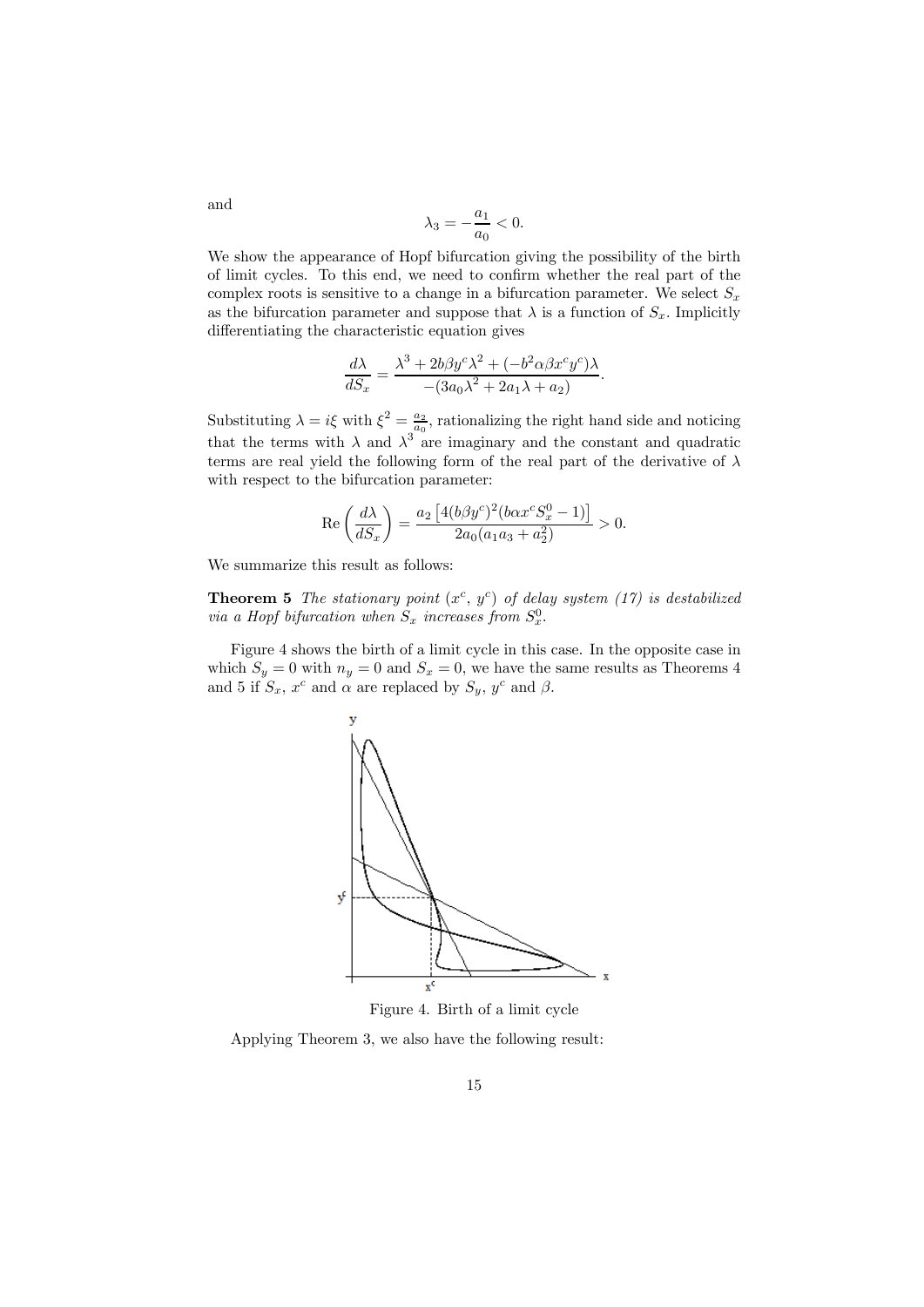and

$$\lambda_3 = -\frac{a_1}{a_0} < 0.$$

We show the appearance of Hopf bifurcation giving the possibility of the birth of limit cycles. To this end, we need to confirm whether the real part of the complex roots is sensitive to a change in a bifurcation parameter. We select $S_x$ as the bifurcation parameter and suppose that $\lambda$ is a function of $S_x$. Implicitly differentiating the characteristic equation gives

$$\frac{d\lambda}{dS_x} = \frac{\lambda^3 + 2b\beta y^c \lambda^2 + (-b^2 \alpha \beta x^c y^c)\lambda}{-(3a_0\lambda^2 + 2a_1\lambda + a_2)}.$$

Substituting $\lambda = i\xi$ with $\xi^2 = \frac{a_2}{a_0}$, rationalizing the right hand side and noticing that the terms with $\lambda$ and $\lambda^3$ are imaginary and the constant and quadratic terms are real yield the following form of the real part of the derivative of $\lambda$ with respect to the bifurcation parameter:

$$\text{Re}\left(\frac{d\lambda}{dS_x}\right) = \frac{a_2\left[4(b\beta y^c)^2(b\alpha x^c S_x^0 - 1)\right]}{2a_0(a_1 a_3 + a_2^2)} > 0.$$

We summarize this result as follows:

**Theorem 5** *The stationary point ($x^c$, $y^c$) of delay system (17) is destabilized via a Hopf bifurcation when $S_x$ increases from $S_x^0$.*

Figure 4 shows the birth of a limit cycle in this case. In the opposite case in which $S_y = 0$ with $n_y = 0$ and $S_x = 0$, we have the same results as Theorems 4 and 5 if $S_x$, $x^c$ and $\alpha$ are replaced by $S_y$, $y^c$ and $\beta$.

Figure 4. Birth of a limit cycle

Applying Theorem 3, we also have the following result: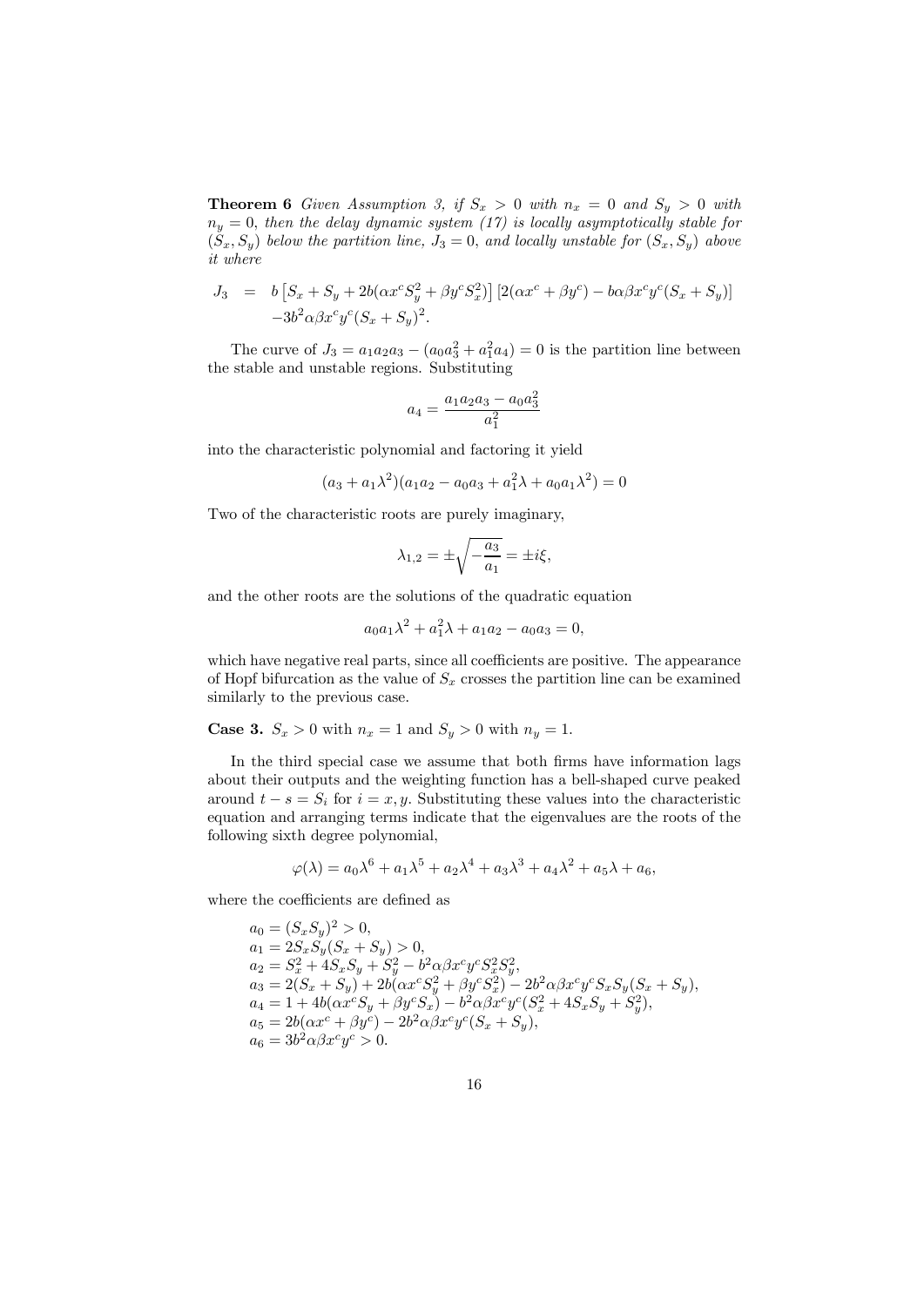**Theorem 6** *Given Assumption 3, if $S_x > 0$ with $n_x = 0$ and $S_y > 0$ with $n_y = 0$, then the delay dynamic system (17) is locally asymptotically stable for $(S_x, S_y)$ below the partition line, $J_3 = 0$, and locally unstable for $(S_x, S_y)$ above it where*

$$
\begin{aligned}
J_3 \;&=\; b\left[S_x + S_y + 2b(\alpha x^c S_y^2 + \beta y^c S_x^2)\right]\left[2(\alpha x^c + \beta y^c) - b\alpha\beta x^c y^c (S_x + S_y)\right] \\
&\quad -3b^2\alpha\beta x^c y^c (S_x + S_y)^2.
\end{aligned}
$$

The curve of $J_3 = a_1 a_2 a_3 - (a_0 a_3^2 + a_1^2 a_4) = 0$ is the partition line between the stable and unstable regions. Substituting

$$
a_4 = \frac{a_1 a_2 a_3 - a_0 a_3^2}{a_1^2}
$$

into the characteristic polynomial and factoring it yield

$$
(a_3 + a_1\lambda^2)(a_1 a_2 - a_0 a_3 + a_1^2\lambda + a_0 a_1 \lambda^2) = 0
$$

Two of the characteristic roots are purely imaginary,

$$
\lambda_{1,2} = \pm\sqrt{-\frac{a_3}{a_1}} = \pm i\xi,
$$

and the other roots are the solutions of the quadratic equation

$$
a_0 a_1 \lambda^2 + a_1^2 \lambda + a_1 a_2 - a_0 a_3 = 0,
$$

which have negative real parts, since all coefficients are positive. The appearance of Hopf bifurcation as the value of $S_x$ crosses the partition line can be examined similarly to the previous case.

**Case 3.** $S_x > 0$ with $n_x = 1$ and $S_y > 0$ with $n_y = 1$.

In the third special case we assume that both firms have information lags about their outputs and the weighting function has a bell-shaped curve peaked around $t - s = S_i$ for $i = x, y$. Substituting these values into the characteristic equation and arranging terms indicate that the eigenvalues are the roots of the following sixth degree polynomial,

$$
\varphi(\lambda) = a_0\lambda^6 + a_1\lambda^5 + a_2\lambda^4 + a_3\lambda^3 + a_4\lambda^2 + a_5\lambda + a_6,
$$

where the coefficients are defined as

$$
\begin{aligned}
&a_0 = (S_x S_y)^2 > 0, \\
&a_1 = 2S_x S_y (S_x + S_y) > 0, \\
&a_2 = S_x^2 + 4S_x S_y + S_y^2 - b^2\alpha\beta x^c y^c S_x^2 S_y^2, \\
&a_3 = 2(S_x + S_y) + 2b(\alpha x^c S_y^2 + \beta y^c S_x^2) - 2b^2\alpha\beta x^c y^c S_x S_y (S_x + S_y), \\
&a_4 = 1 + 4b(\alpha x^c S_y + \beta y^c S_x) - b^2\alpha\beta x^c y^c (S_x^2 + 4S_x S_y + S_y^2), \\
&a_5 = 2b(\alpha x^c + \beta y^c) - 2b^2\alpha\beta x^c y^c (S_x + S_y), \\
&a_6 = 3b^2\alpha\beta x^c y^c > 0.
\end{aligned}
$$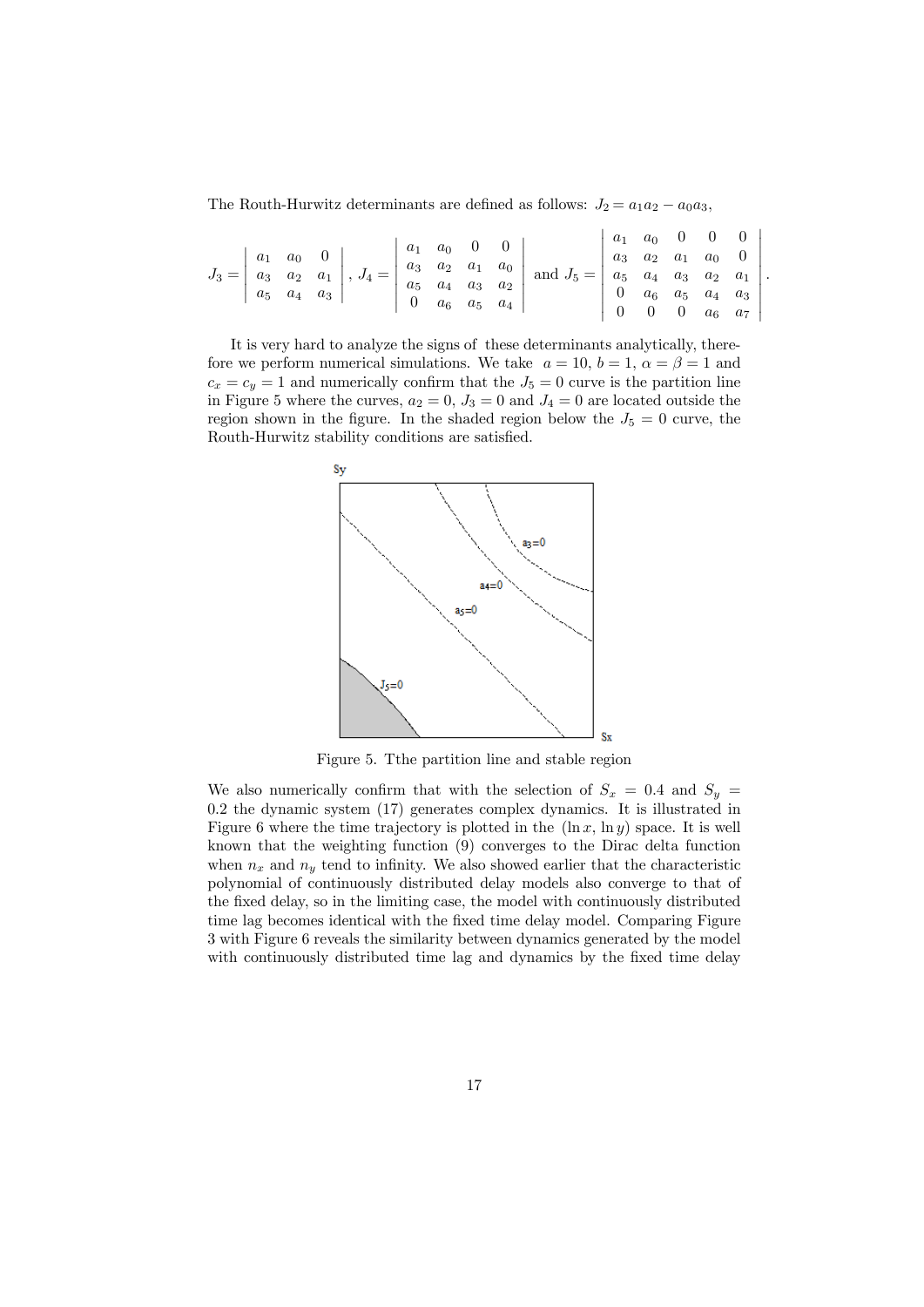The Routh-Hurwitz determinants are defined as follows: $J_2 = a_1 a_2 - a_0 a_3$,

$$J_3 = \begin{vmatrix} a_1 & a_0 & 0 \\ a_3 & a_2 & a_1 \\ a_5 & a_4 & a_3 \end{vmatrix}, \; J_4 = \begin{vmatrix} a_1 & a_0 & 0 & 0 \\ a_3 & a_2 & a_1 & a_0 \\ a_5 & a_4 & a_3 & a_2 \\ 0 & a_6 & a_5 & a_4 \end{vmatrix} \text{ and } J_5 = \begin{vmatrix} a_1 & a_0 & 0 & 0 & 0 \\ a_3 & a_2 & a_1 & a_0 & 0 \\ a_5 & a_4 & a_3 & a_2 & a_1 \\ 0 & a_6 & a_5 & a_4 & a_3 \\ 0 & 0 & 0 & a_6 & a_7 \end{vmatrix}.$$

It is very hard to analyze the signs of these determinants analytically, therefore we perform numerical simulations. We take $a = 10$, $b = 1$, $\alpha = \beta = 1$ and $c_x = c_y = 1$ and numerically confirm that the $J_5 = 0$ curve is the partition line in Figure 5 where the curves, $a_2 = 0$, $J_3 = 0$ and $J_4 = 0$ are located outside the region shown in the figure. In the shaded region below the $J_5 = 0$ curve, the Routh-Hurwitz stability conditions are satisfied.

Figure 5. Tthe partition line and stable region

We also numerically confirm that with the selection of $S_x = 0.4$ and $S_y = 0.2$ the dynamic system (17) generates complex dynamics. It is illustrated in Figure 6 where the time trajectory is plotted in the $(\ln x, \ln y)$ space. It is well known that the weighting function (9) converges to the Dirac delta function when $n_x$ and $n_y$ tend to infinity. We also showed earlier that the characteristic polynomial of continuously distributed delay models also converge to that of the fixed delay, so in the limiting case, the model with continuously distributed time lag becomes identical with the fixed time delay model. Comparing Figure 3 with Figure 6 reveals the similarity between dynamics generated by the model with continuously distributed time lag and dynamics by the fixed time delay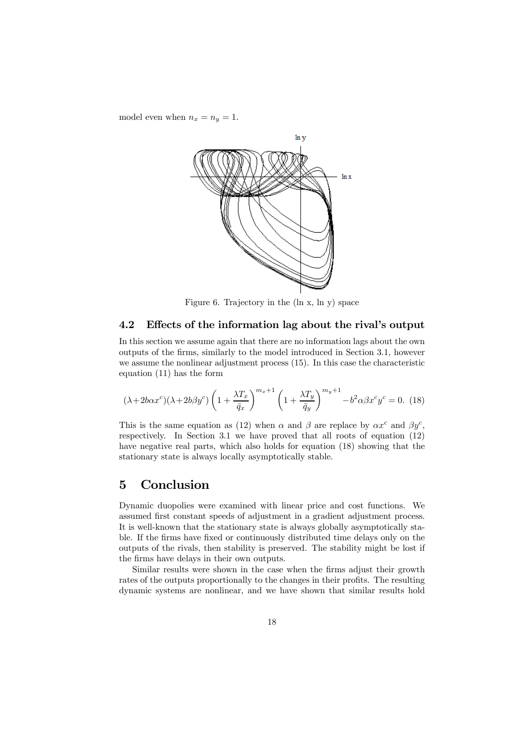model even when $n_x = n_y = 1$.

Figure 6. Trajectory in the (ln x, ln y) space

### 4.2 Effects of the information lag about the rival's output

In this section we assume again that there are no information lags about the own outputs of the firms, similarly to the model introduced in Section 3.1, however we assume the nonlinear adjustment process (15). In this case the characteristic equation (11) has the form

$$(\lambda + 2b\alpha x^c)(\lambda + 2b\beta y^c)\left(1 + \frac{\lambda T_x}{\bar{q}_x}\right)^{m_x+1}\left(1 + \frac{\lambda T_y}{\bar{q}_y}\right)^{m_y+1} - b^2\alpha\beta x^c y^c = 0. \quad (18)$$

This is the same equation as (12) when $\alpha$ and $\beta$ are replace by $\alpha x^c$ and $\beta y^c$, respectively. In Section 3.1 we have proved that all roots of equation (12) have negative real parts, which also holds for equation (18) showing that the stationary state is always locally asymptotically stable.

## 5 Conclusion

Dynamic duopolies were examined with linear price and cost functions. We assumed first constant speeds of adjustment in a gradient adjustment process. It is well-known that the stationary state is always globally asymptotically stable. If the firms have fixed or continuously distributed time delays only on the outputs of the rivals, then stability is preserved. The stability might be lost if the firms have delays in their own outputs.

Similar results were shown in the case when the firms adjust their growth rates of the outputs proportionally to the changes in their profits. The resulting dynamic systems are nonlinear, and we have shown that similar results hold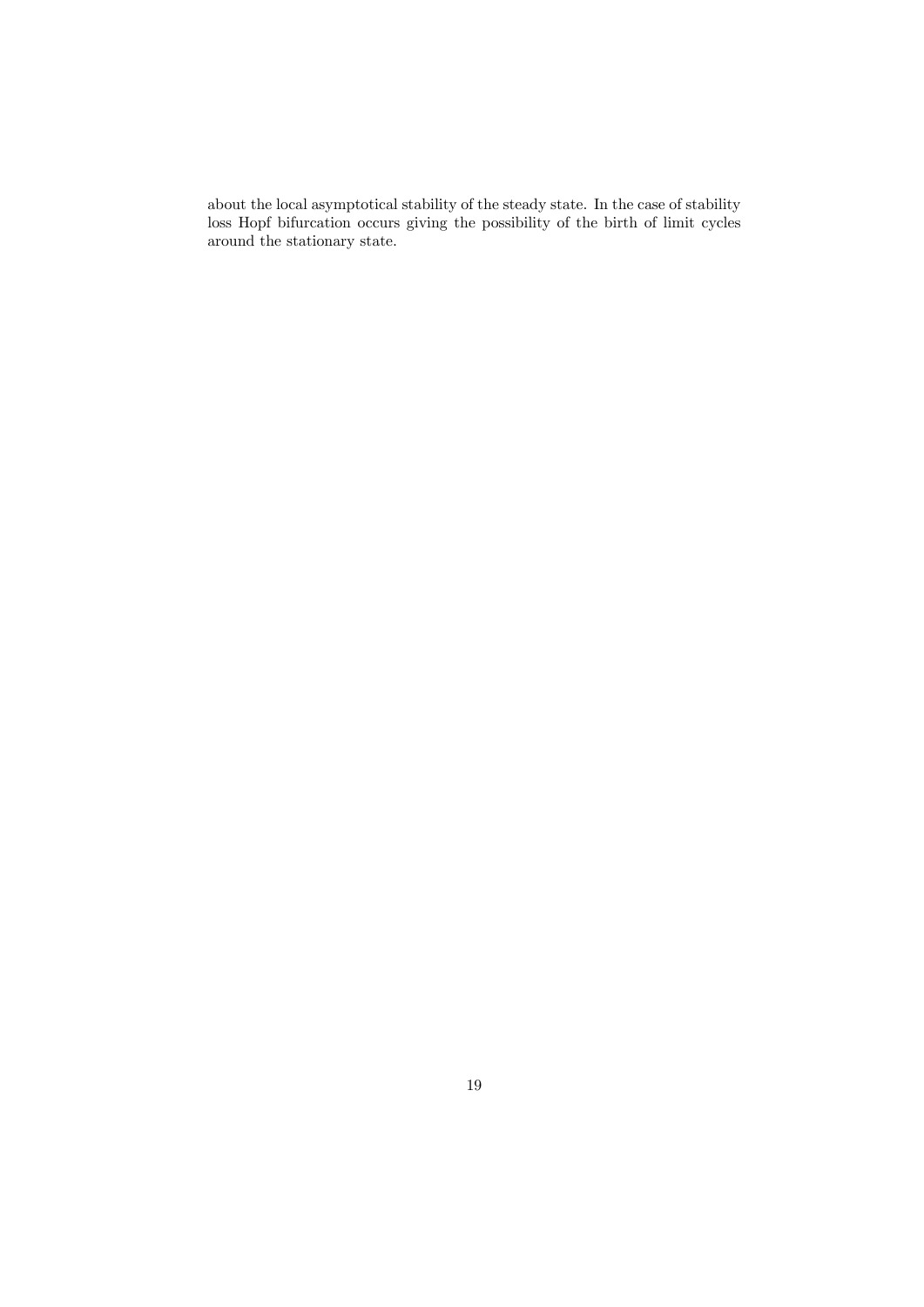about the local asymptotical stability of the steady state. In the case of stability loss Hopf bifurcation occurs giving the possibility of the birth of limit cycles around the stationary state.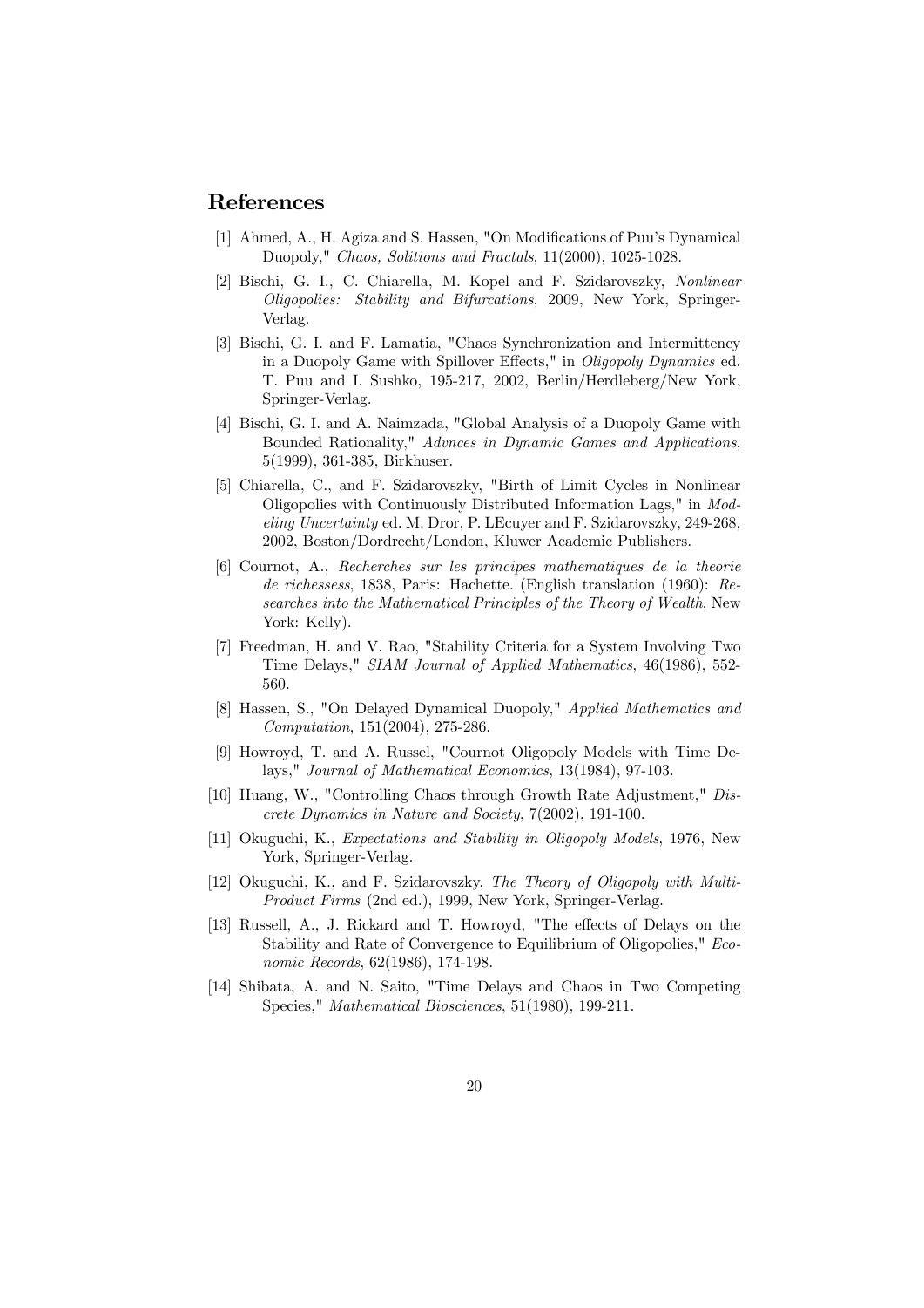## References

[1] Ahmed, A., H. Agiza and S. Hassen, "On Modifications of Puu's Dynamical Duopoly," *Chaos, Solitions and Fractals*, 11(2000), 1025-1028.

[2] Bischi, G. I., C. Chiarella, M. Kopel and F. Szidarovszky, *Nonlinear Oligopolies: Stability and Bifurcations*, 2009, New York, Springer-Verlag.

[3] Bischi, G. I. and F. Lamatia, "Chaos Synchronization and Intermittency in a Duopoly Game with Spillover Effects," in *Oligopoly Dynamics* ed. T. Puu and I. Sushko, 195-217, 2002, Berlin/Herdleberg/New York, Springer-Verlag.

[4] Bischi, G. I. and A. Naimzada, "Global Analysis of a Duopoly Game with Bounded Rationality," *Advnces in Dynamic Games and Applications*, 5(1999), 361-385, Birkhuser.

[5] Chiarella, C., and F. Szidarovszky, "Birth of Limit Cycles in Nonlinear Oligopolies with Continuously Distributed Information Lags," in *Modeling Uncertainty* ed. M. Dror, P. LEcuyer and F. Szidarovszky, 249-268, 2002, Boston/Dordrecht/London, Kluwer Academic Publishers.

[6] Cournot, A., *Recherches sur les principes mathematiques de la theorie de richessess*, 1838, Paris: Hachette. (English translation (1960): *Researches into the Mathematical Principles of the Theory of Wealth*, New York: Kelly).

[7] Freedman, H. and V. Rao, "Stability Criteria for a System Involving Two Time Delays," *SIAM Journal of Applied Mathematics*, 46(1986), 552-560.

[8] Hassen, S., "On Delayed Dynamical Duopoly," *Applied Mathematics and Computation*, 151(2004), 275-286.

[9] Howroyd, T. and A. Russel, "Cournot Oligopoly Models with Time Delays," *Journal of Mathematical Economics*, 13(1984), 97-103.

[10] Huang, W., "Controlling Chaos through Growth Rate Adjustment," *Discrete Dynamics in Nature and Society*, 7(2002), 191-100.

[11] Okuguchi, K., *Expectations and Stability in Oligopoly Models*, 1976, New York, Springer-Verlag.

[12] Okuguchi, K., and F. Szidarovszky, *The Theory of Oligopoly with Multi-Product Firms* (2nd ed.), 1999, New York, Springer-Verlag.

[13] Russell, A., J. Rickard and T. Howroyd, "The effects of Delays on the Stability and Rate of Convergence to Equilibrium of Oligopolies," *Economic Records*, 62(1986), 174-198.

[14] Shibata, A. and N. Saito, "Time Delays and Chaos in Two Competing Species," *Mathematical Biosciences*, 51(1980), 199-211.